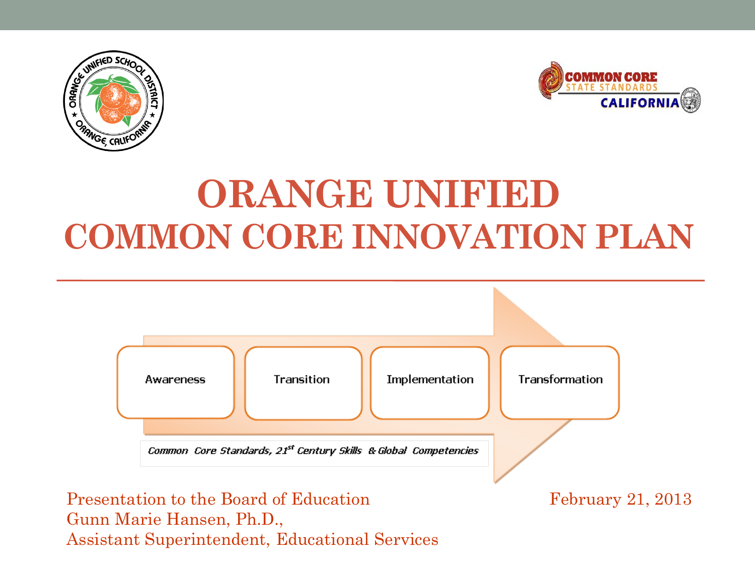# ORANGE UNIFIED
## COMMON CORE INNOVATION PLAN

Awareness → Transition → Implementation → Transformation

*Common Core Standards, 21st Century Skills & Global Competencies*

Presentation to the Board of Education
Gunn Marie Hansen, Ph.D.,
Assistant Superintendent, Educational Services

February 21, 2013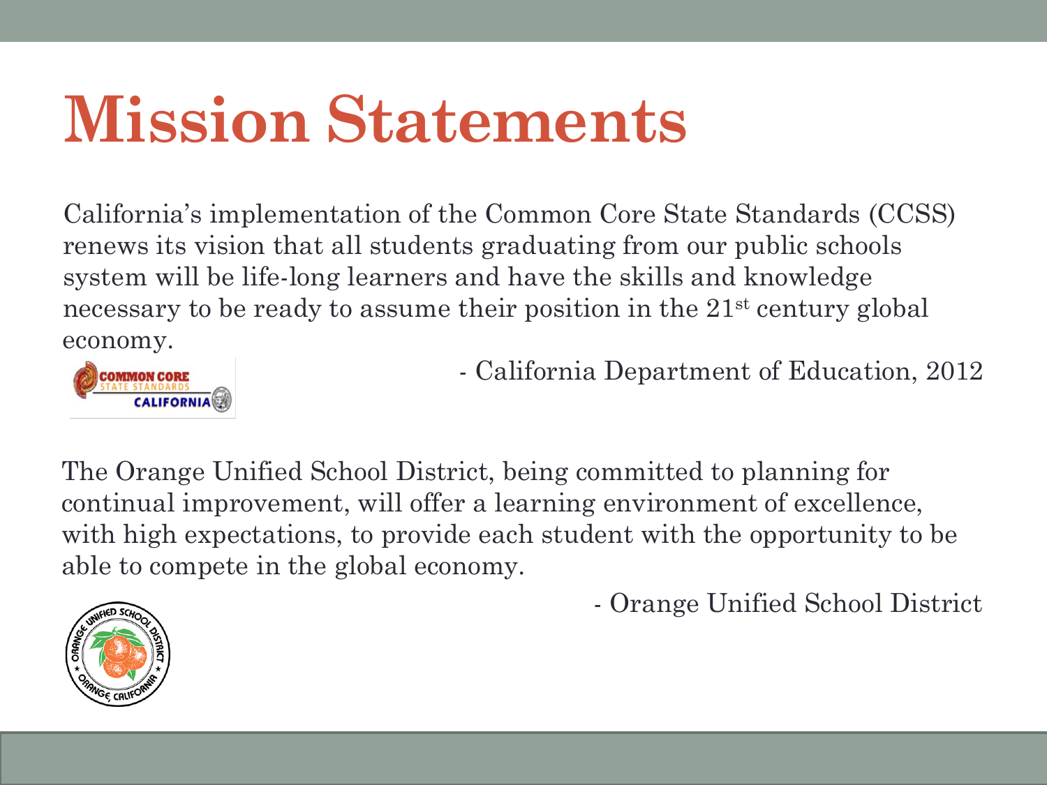# Mission Statements

California's implementation of the Common Core State Standards (CCSS) renews its vision that all students graduating from our public schools system will be life-long learners and have the skills and knowledge necessary to be ready to assume their position in the $21^{st}$ century global economy.

- California Department of Education, 2012

The Orange Unified School District, being committed to planning for continual improvement, will offer a learning environment of excellence, with high expectations, to provide each student with the opportunity to be able to compete in the global economy.

- Orange Unified School District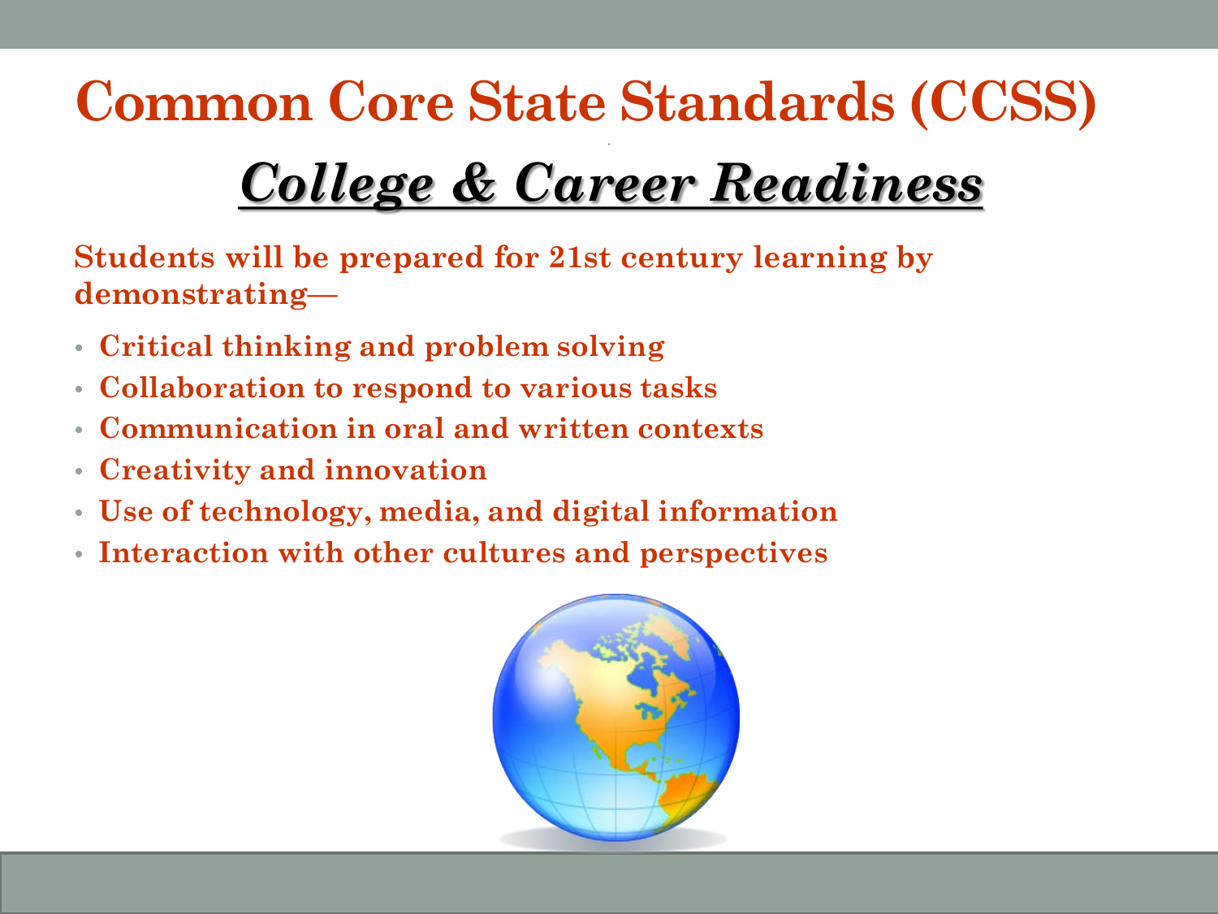# Common Core State Standards (CCSS)

## ***College & Career Readiness***

**Students will be prepared for 21st century learning by demonstrating—**

- **Critical thinking and problem solving**
- **Collaboration to respond to various tasks**
- **Communication in oral and written contexts**
- **Creativity and innovation**
- **Use of technology, media, and digital information**
- **Interaction with other cultures and perspectives**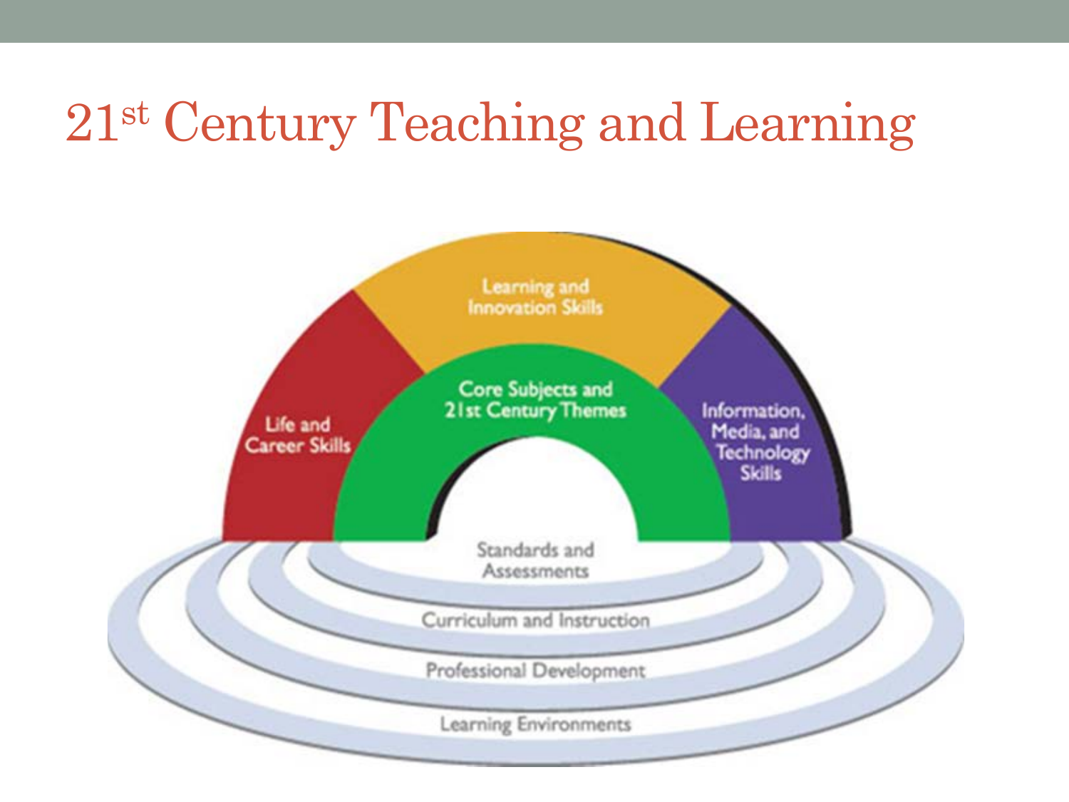# 21st Century Teaching and Learning

Learning and Innovation Skills

Life and Career Skills

Core Subjects and 21st Century Themes

Information, Media, and Technology Skills

Standards and Assessments

Curriculum and Instruction

Professional Development

Learning Environments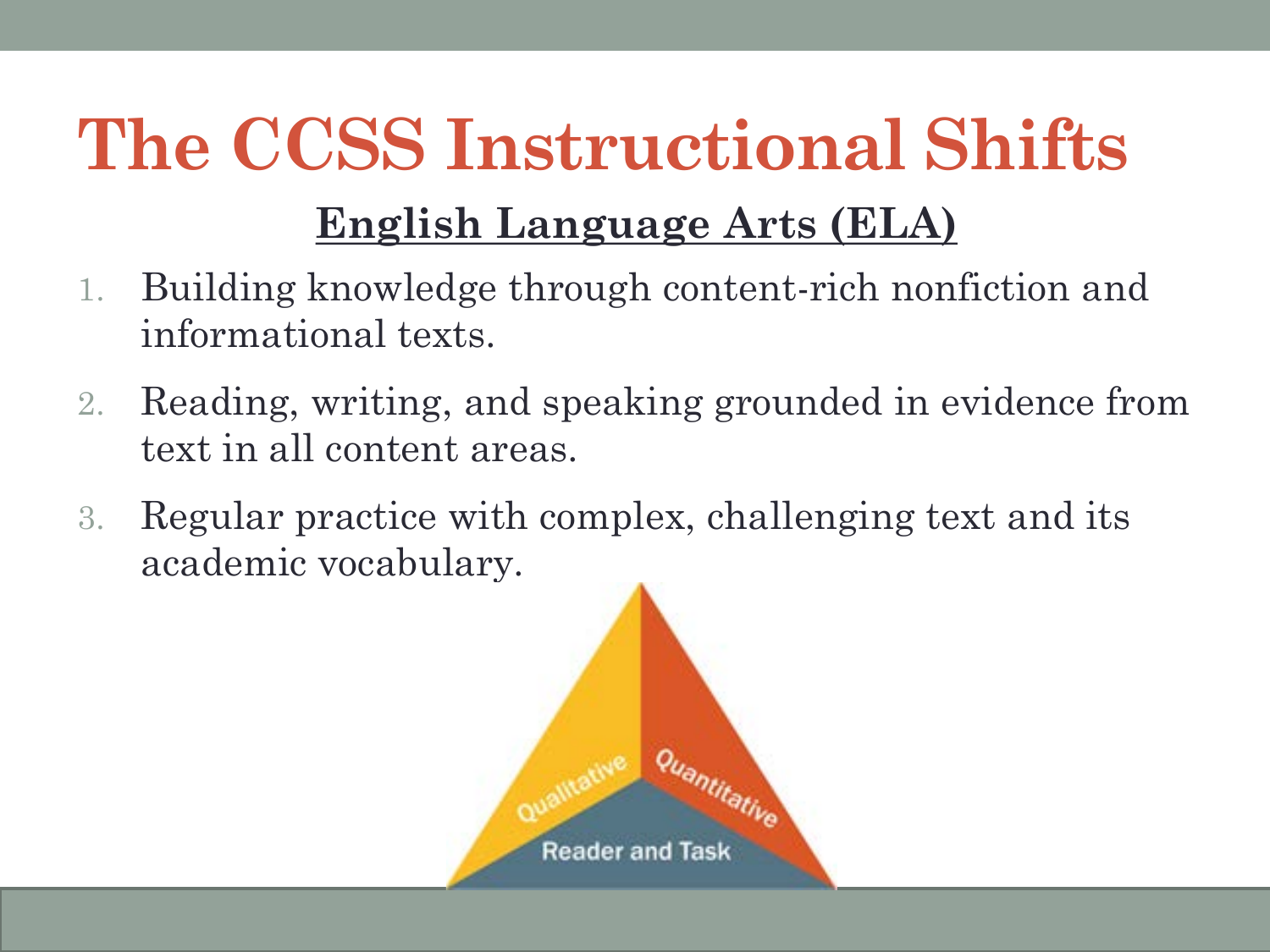# The CCSS Instructional Shifts

## English Language Arts (ELA)

1. Building knowledge through content-rich nonfiction and informational texts.
2. Reading, writing, and speaking grounded in evidence from text in all content areas.
3. Regular practice with complex, challenging text and its academic vocabulary.

Qualitative

Quantitative

Reader and Task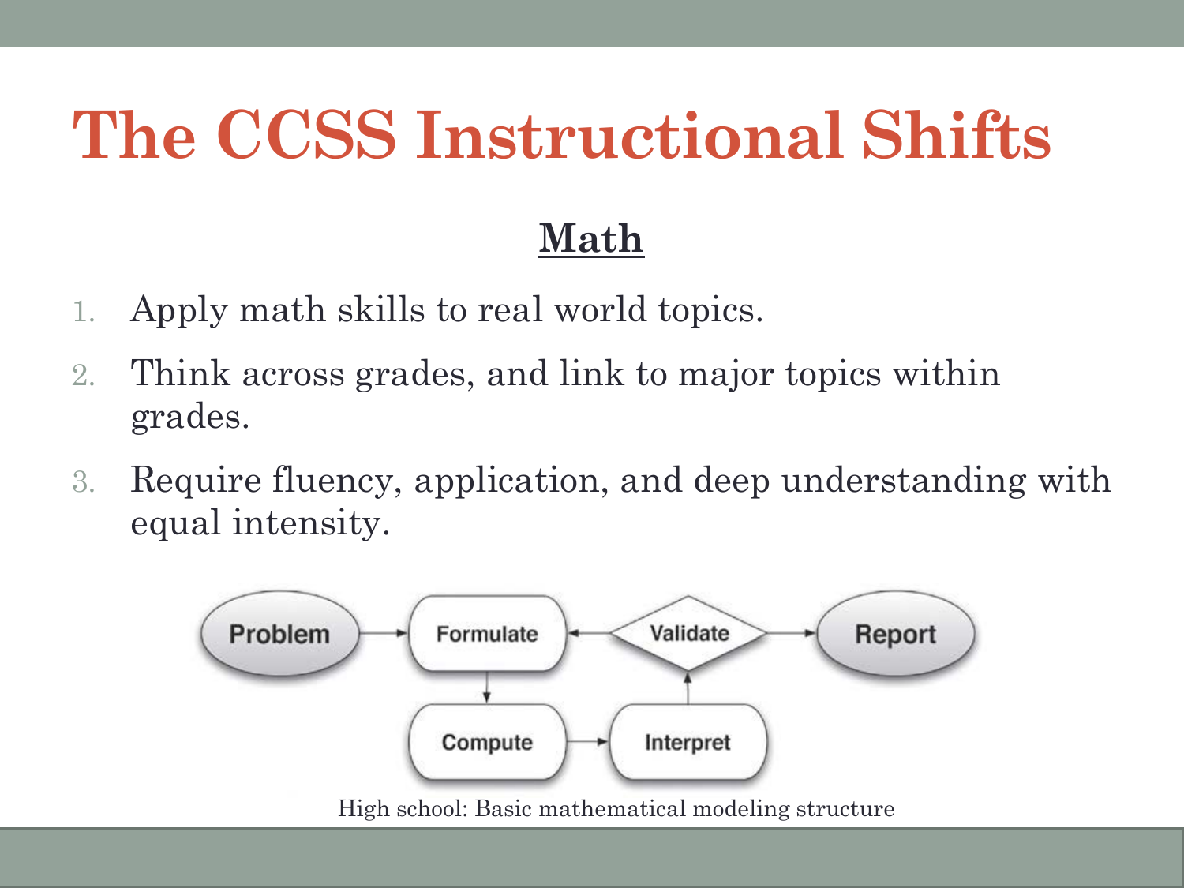# The CCSS Instructional Shifts

## Math

1. Apply math skills to real world topics.
2. Think across grades, and link to major topics within grades.
3. Require fluency, application, and deep understanding with equal intensity.

High school: Basic mathematical modeling structure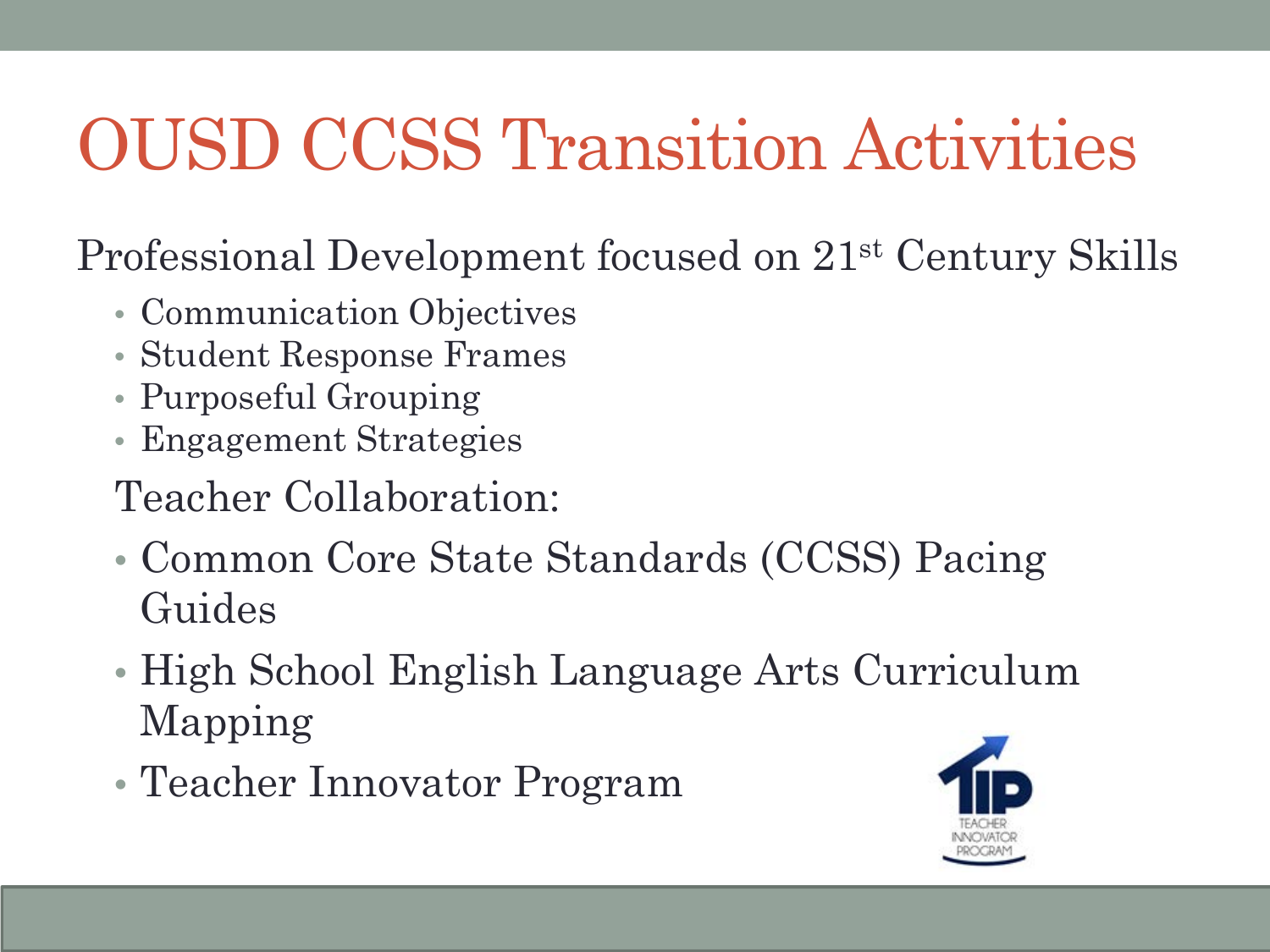# OUSD CCSS Transition Activities

Professional Development focused on 21st Century Skills

- Communication Objectives
- Student Response Frames
- Purposeful Grouping
- Engagement Strategies

Teacher Collaboration:

- Common Core State Standards (CCSS) Pacing Guides
- High School English Language Arts Curriculum Mapping
- Teacher Innovator Program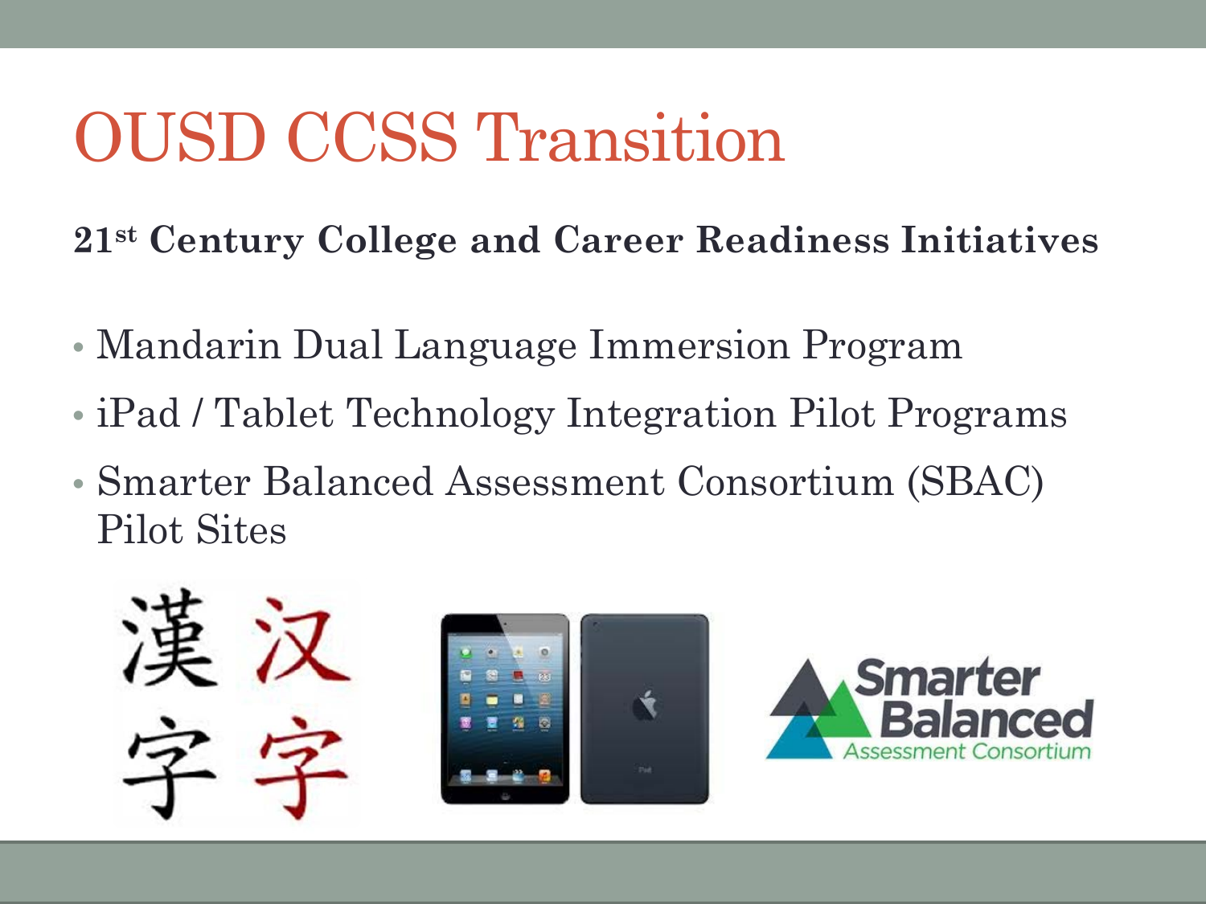# OUSD CCSS Transition

**21st Century College and Career Readiness Initiatives**

- Mandarin Dual Language Immersion Program
- iPad / Tablet Technology Integration Pilot Programs
- Smarter Balanced Assessment Consortium (SBAC) Pilot Sites